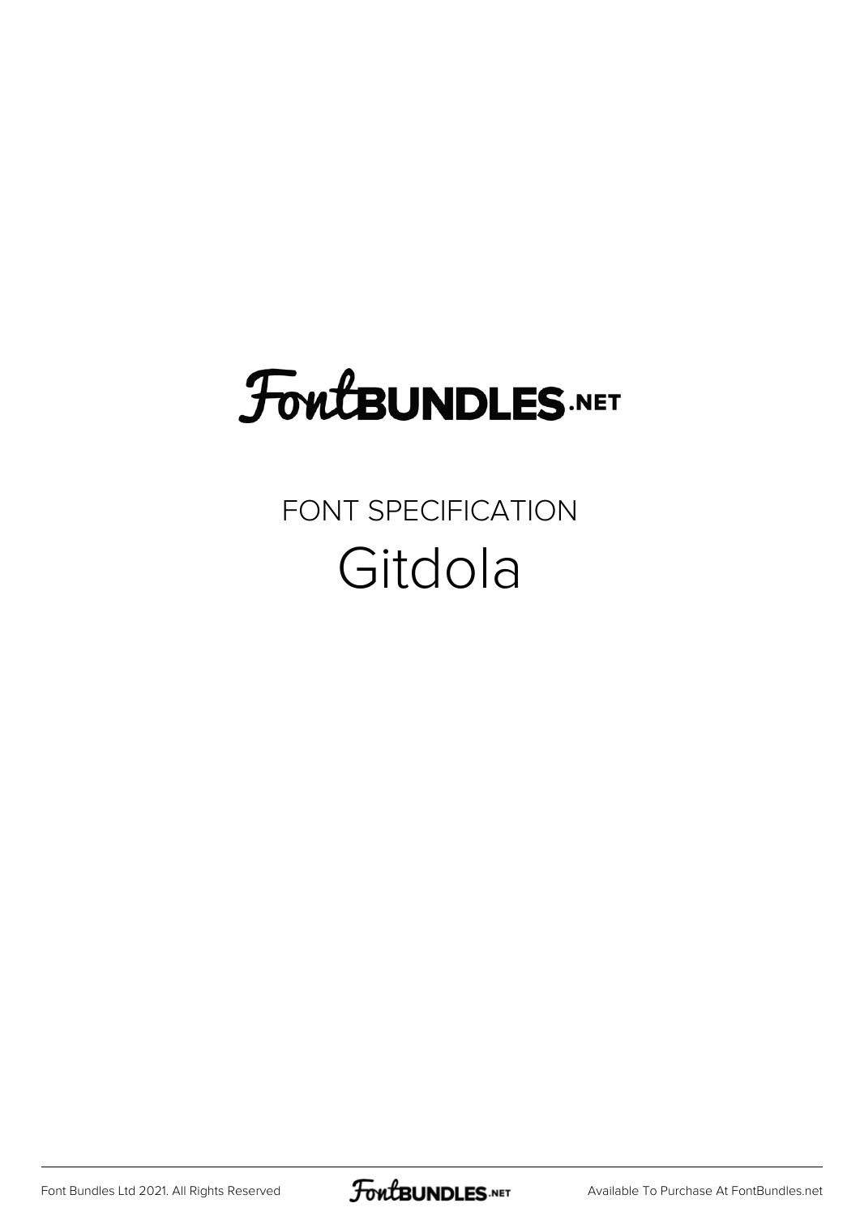# FontBUNDLES.NET

FONT SPECIFICATION

Gitdola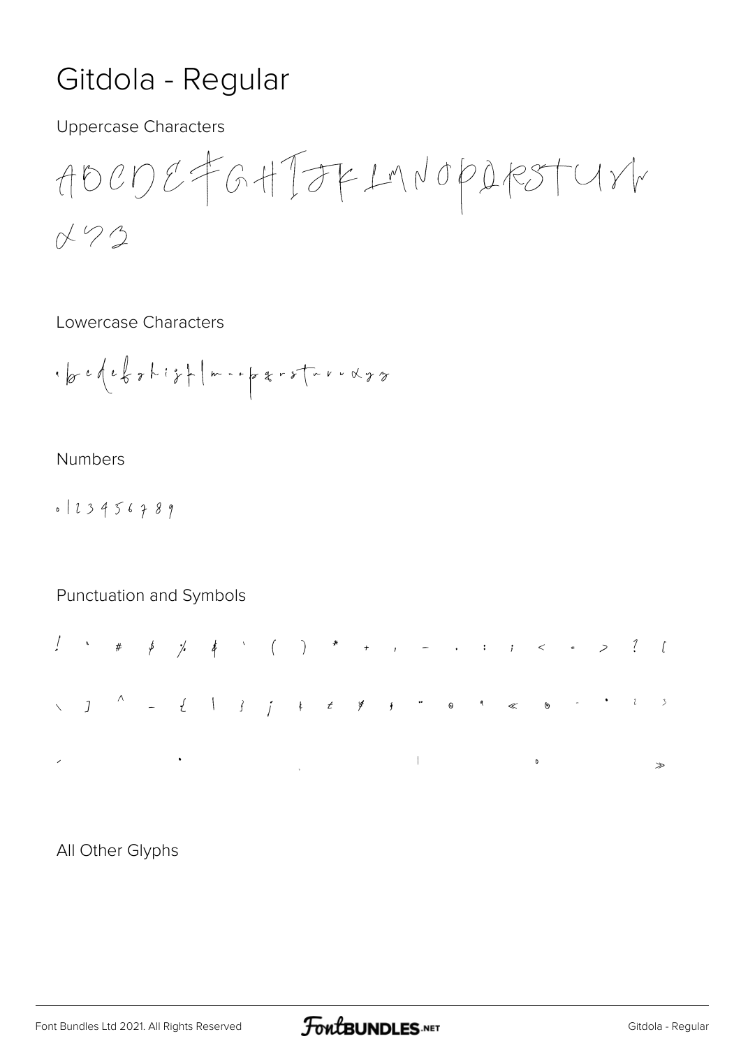# Gitdola - Regular

Uppercase Characters

ABCDEFGHIJKLMNOPQRSTUVW
XYZ

Lowercase Characters

abcdefghijklmnopqrstuvwxyz

Numbers

0123456789

Punctuation and Symbols

! " # $ % & ' ( ) * + , - . : ; < = > ? [
\ ] ^ _ { | } ¡ ¢ £ ¥ § ¨ © ª « ® ¯ ° ² ³
´ · ¸ ¦ º »

All Other Glyphs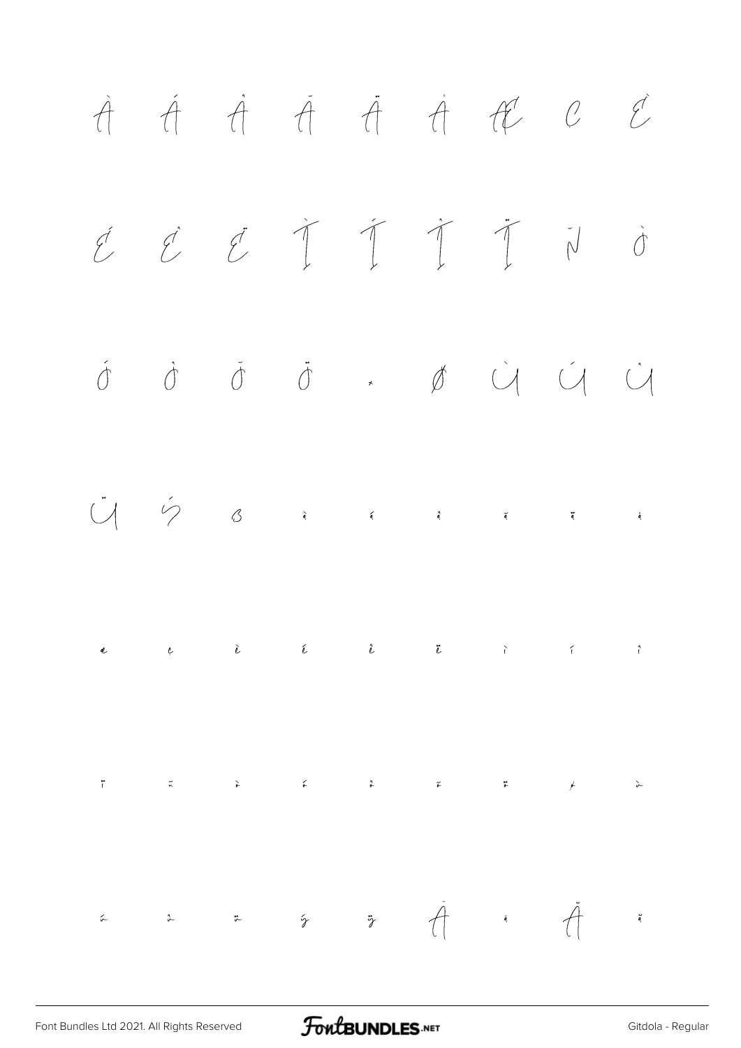À Á Â Ã Ä Å Æ Ç È

É Ê Ë Ì Í Î Ï Ñ Ò

Ó Ô Õ Ö × Ø Ù Ú Û

Ü Ý ß à á â ã ä å

æ ç è é ê ë ì í î

ï ñ ò ó ô õ ö ø ù

ú û ü ý ÿ Ā ā Ă ă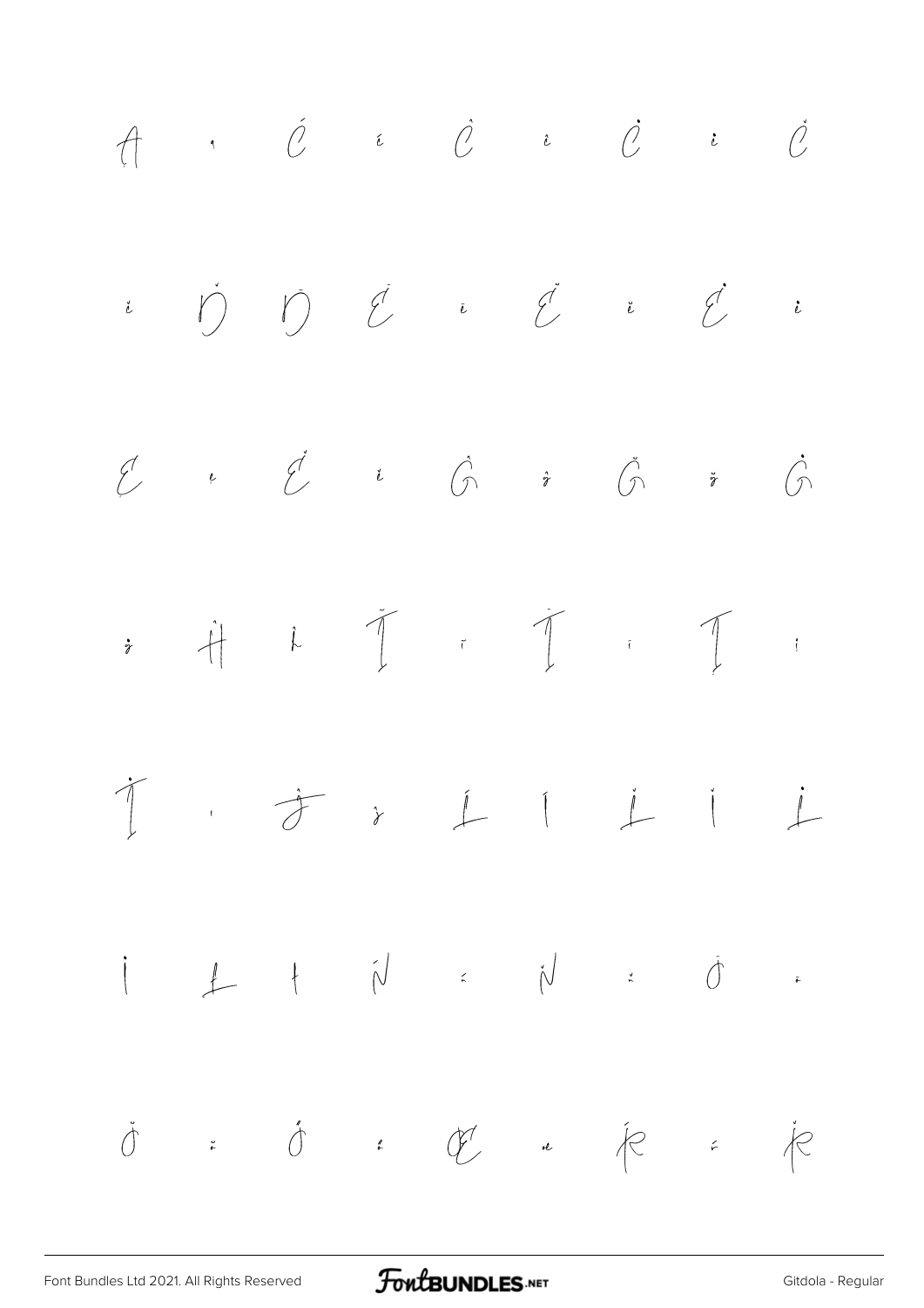Ą ą Ć ć Ĉ ĉ Ċ ċ Č

č Ď Đ Ē ē Ĕ ĕ Ė ė

Ę ę Ě ě Ĝ ĝ Ğ ğ Ġ

ġ Ĥ ĥ Ĭ ĭ Ī ī Į į

İ ı Ĵ ĵ Ĺ ĺ Ľ ľ Ŀ

ŀ Ł ł Ń ń Ň ň Ō ō

Ŏ ŏ Ő ő Œ œ Ŕ ŕ Ř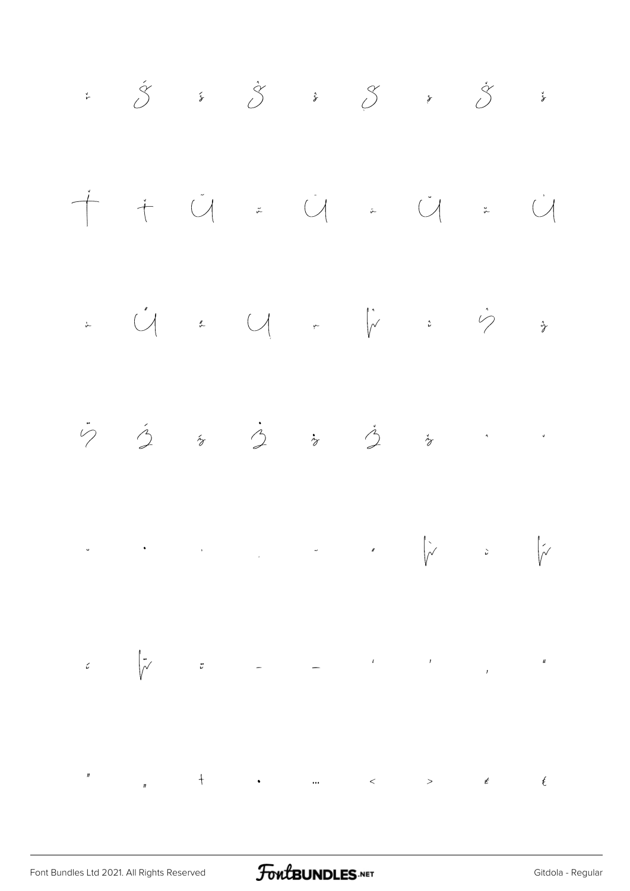ř Ś ś Ŝ ŝ Ş ş Š š

Ť ť Ũ ũ Ū ū Ŭ ŭ Ů

ů Ű ű Ų ų Ŵ ŵ Ŷ ŷ

Ÿ Ź ź Ż ż Ž ž ˆ ˇ

˘ ˙ ˚ ˛ ˜ ˝ Ẁ ẁ Ẃ

ẃ Ẅ ẅ – — ‘ ’ ‚ “

” „ † • … ‹ › € ₤